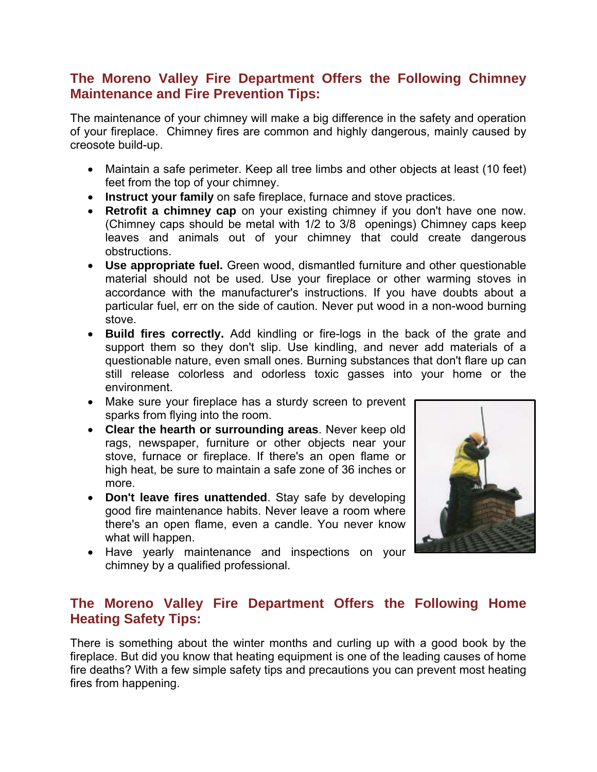## The Moreno Valley Fire Department Offers the Following Chimney Maintenance and Fire Prevention Tips:

The maintenance of your chimney will make a big difference in the safety and operation of your fireplace. Chimney fires are common and highly dangerous, mainly caused by creosote build-up.

- Maintain a safe perimeter. Keep all tree limbs and other objects at least (10 feet) feet from the top of your chimney.
- **Instruct your family** on safe fireplace, furnace and stove practices.
- **Retrofit a chimney cap** on your existing chimney if you don't have one now. (Chimney caps should be metal with 1/2 to 3/8 openings) Chimney caps keep leaves and animals out of your chimney that could create dangerous obstructions.
- **Use appropriate fuel.** Green wood, dismantled furniture and other questionable material should not be used. Use your fireplace or other warming stoves in accordance with the manufacturer's instructions. If you have doubts about a particular fuel, err on the side of caution. Never put wood in a non-wood burning stove.
- **Build fires correctly.** Add kindling or fire-logs in the back of the grate and support them so they don't slip. Use kindling, and never add materials of a questionable nature, even small ones. Burning substances that don't flare up can still release colorless and odorless toxic gasses into your home or the environment.
- Make sure your fireplace has a sturdy screen to prevent sparks from flying into the room.
- **Clear the hearth or surrounding areas**. Never keep old rags, newspaper, furniture or other objects near your stove, furnace or fireplace. If there's an open flame or high heat, be sure to maintain a safe zone of 36 inches or more.
- **Don't leave fires unattended**. Stay safe by developing good fire maintenance habits. Never leave a room where there's an open flame, even a candle. You never know what will happen.
- Have yearly maintenance and inspections on your chimney by a qualified professional.

## The Moreno Valley Fire Department Offers the Following Home Heating Safety Tips:

There is something about the winter months and curling up with a good book by the fireplace. But did you know that heating equipment is one of the leading causes of home fire deaths? With a few simple safety tips and precautions you can prevent most heating fires from happening.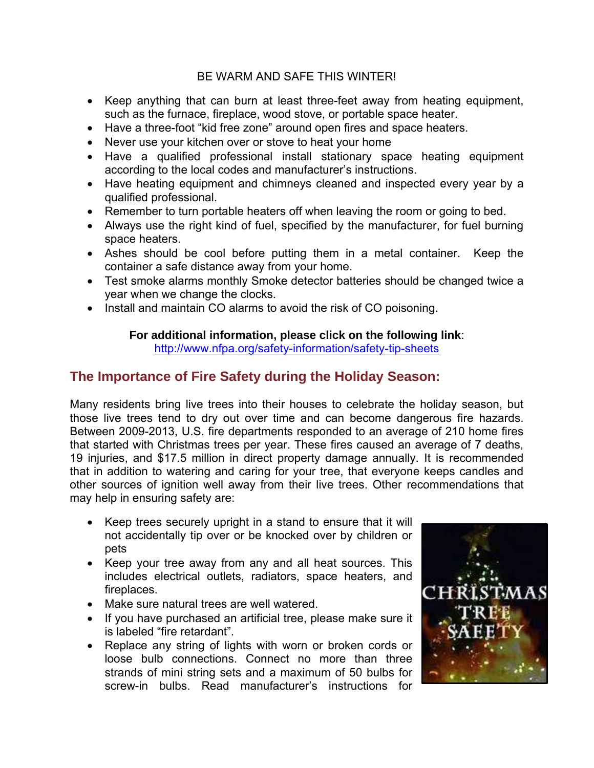BE WARM AND SAFE THIS WINTER!

- Keep anything that can burn at least three-feet away from heating equipment, such as the furnace, fireplace, wood stove, or portable space heater.
- Have a three-foot "kid free zone" around open fires and space heaters.
- Never use your kitchen over or stove to heat your home
- Have a qualified professional install stationary space heating equipment according to the local codes and manufacturer's instructions.
- Have heating equipment and chimneys cleaned and inspected every year by a qualified professional.
- Remember to turn portable heaters off when leaving the room or going to bed.
- Always use the right kind of fuel, specified by the manufacturer, for fuel burning space heaters.
- Ashes should be cool before putting them in a metal container. Keep the container a safe distance away from your home.
- Test smoke alarms monthly Smoke detector batteries should be changed twice a year when we change the clocks.
- Install and maintain CO alarms to avoid the risk of CO poisoning.

**For additional information, please click on the following link**:
http://www.nfpa.org/safety-information/safety-tip-sheets

## The Importance of Fire Safety during the Holiday Season:

Many residents bring live trees into their houses to celebrate the holiday season, but those live trees tend to dry out over time and can become dangerous fire hazards. Between 2009-2013, U.S. fire departments responded to an average of 210 home fires that started with Christmas trees per year. These fires caused an average of 7 deaths, 19 injuries, and $17.5 million in direct property damage annually. It is recommended that in addition to watering and caring for your tree, that everyone keeps candles and other sources of ignition well away from their live trees. Other recommendations that may help in ensuring safety are:

- Keep trees securely upright in a stand to ensure that it will not accidentally tip over or be knocked over by children or pets
- Keep your tree away from any and all heat sources. This includes electrical outlets, radiators, space heaters, and fireplaces.
- Make sure natural trees are well watered.
- If you have purchased an artificial tree, please make sure it is labeled "fire retardant".
- Replace any string of lights with worn or broken cords or loose bulb connections. Connect no more than three strands of mini string sets and a maximum of 50 bulbs for screw-in bulbs. Read manufacturer's instructions for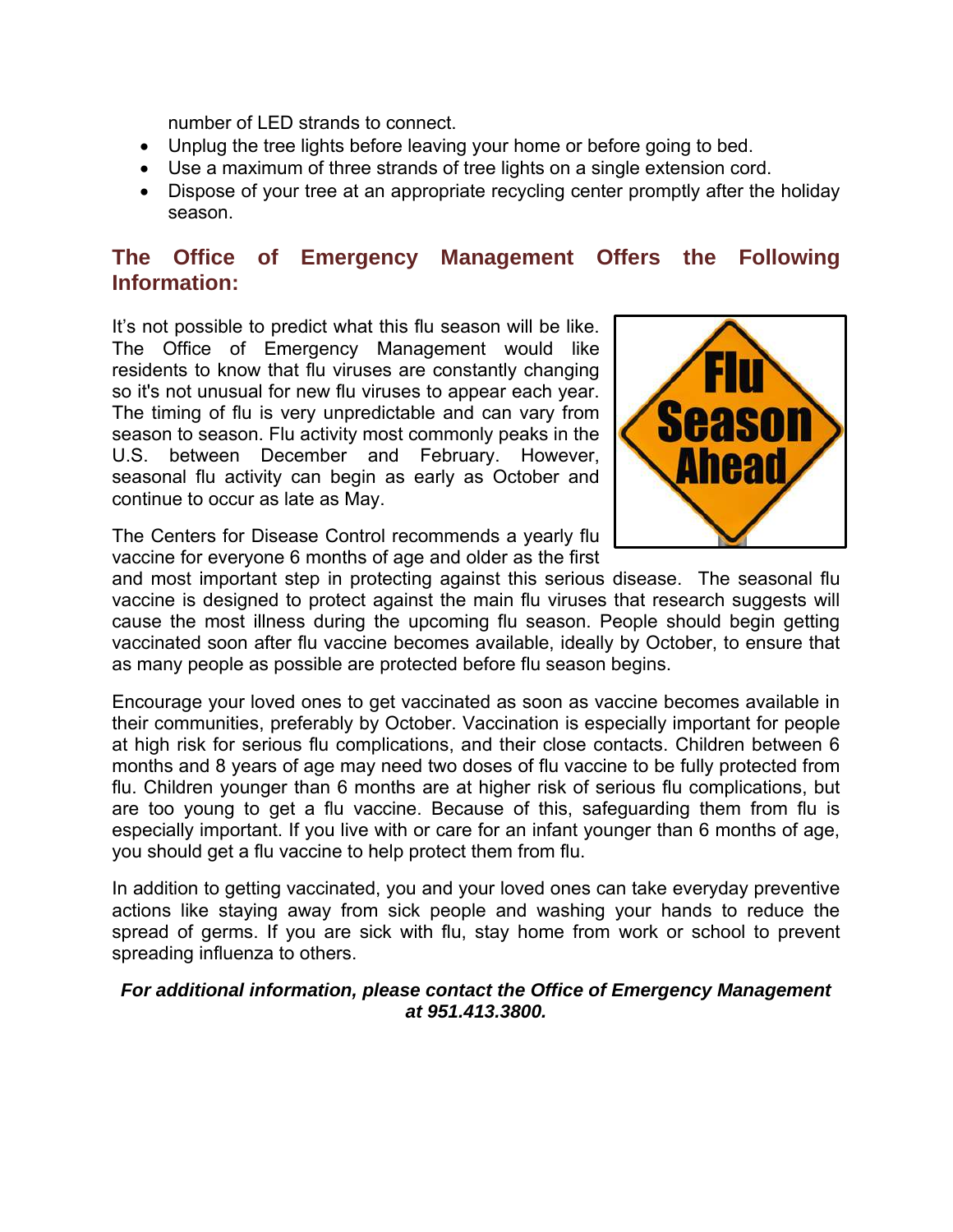number of LED strands to connect.

- Unplug the tree lights before leaving your home or before going to bed.
- Use a maximum of three strands of tree lights on a single extension cord.
- Dispose of your tree at an appropriate recycling center promptly after the holiday season.

## The Office of Emergency Management Offers the Following Information:

It's not possible to predict what this flu season will be like. The Office of Emergency Management would like residents to know that flu viruses are constantly changing so it's not unusual for new flu viruses to appear each year. The timing of flu is very unpredictable and can vary from season to season. Flu activity most commonly peaks in the U.S. between December and February. However, seasonal flu activity can begin as early as October and continue to occur as late as May.

The Centers for Disease Control recommends a yearly flu vaccine for everyone 6 months of age and older as the first and most important step in protecting against this serious disease. The seasonal flu vaccine is designed to protect against the main flu viruses that research suggests will cause the most illness during the upcoming flu season. People should begin getting vaccinated soon after flu vaccine becomes available, ideally by October, to ensure that as many people as possible are protected before flu season begins.

Encourage your loved ones to get vaccinated as soon as vaccine becomes available in their communities, preferably by October. Vaccination is especially important for people at high risk for serious flu complications, and their close contacts. Children between 6 months and 8 years of age may need two doses of flu vaccine to be fully protected from flu. Children younger than 6 months are at higher risk of serious flu complications, but are too young to get a flu vaccine. Because of this, safeguarding them from flu is especially important. If you live with or care for an infant younger than 6 months of age, you should get a flu vaccine to help protect them from flu.

In addition to getting vaccinated, you and your loved ones can take everyday preventive actions like staying away from sick people and washing your hands to reduce the spread of germs. If you are sick with flu, stay home from work or school to prevent spreading influenza to others.

***For additional information, please contact the Office of Emergency Management at 951.413.3800.***